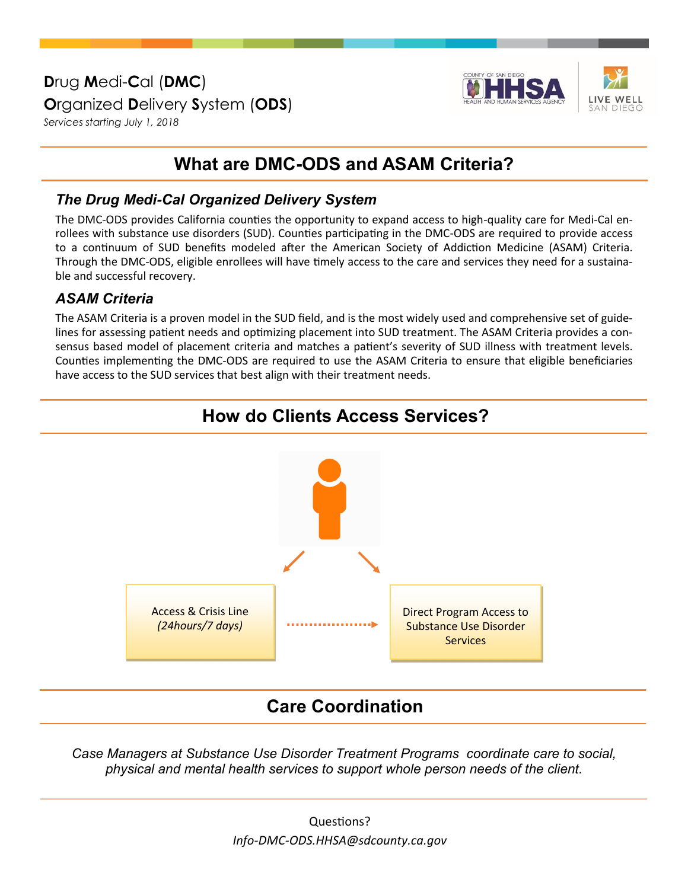# **D**rug **M**edi-**C**al (**DMC**)
# **O**rganized **D**elivery **S**ystem (**ODS**)

*Services starting July 1, 2018*

## What are DMC-ODS and ASAM Criteria?

### *The Drug Medi-Cal Organized Delivery System*

The DMC-ODS provides California counties the opportunity to expand access to high-quality care for Medi-Cal enrollees with substance use disorders (SUD). Counties participating in the DMC-ODS are required to provide access to a continuum of SUD benefits modeled after the American Society of Addiction Medicine (ASAM) Criteria. Through the DMC-ODS, eligible enrollees will have timely access to the care and services they need for a sustainable and successful recovery.

### *ASAM Criteria*

The ASAM Criteria is a proven model in the SUD field, and is the most widely used and comprehensive set of guidelines for assessing patient needs and optimizing placement into SUD treatment. The ASAM Criteria provides a consensus based model of placement criteria and matches a patient's severity of SUD illness with treatment levels. Counties implementing the DMC-ODS are required to use the ASAM Criteria to ensure that eligible beneficiaries have access to the SUD services that best align with their treatment needs.

## How do Clients Access Services?

Access & Crisis Line *(24hours/7 days)*

Direct Program Access to Substance Use Disorder Services

## Care Coordination

*Case Managers at Substance Use Disorder Treatment Programs coordinate care to social, physical and mental health services to support whole person needs of the client.*

Questions?

*Info-DMC-ODS.HHSA@sdcounty.ca.gov*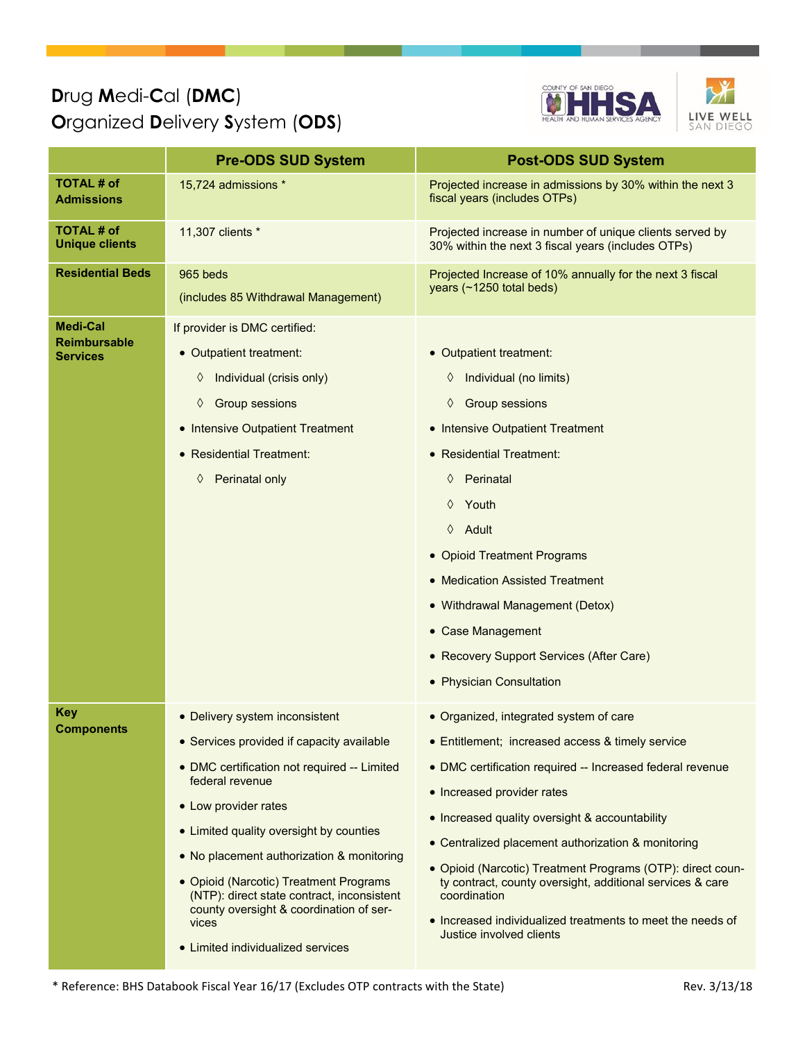# **D**rug **M**edi-**C**al (**DMC**)
# **O**rganized **D**elivery **S**ystem (**ODS**)

| | Pre-ODS SUD System | Post-ODS SUD System |
|---|---|---|
| **TOTAL # of Admissions** | 15,724 admissions * | Projected increase in admissions by 30% within the next 3 fiscal years (includes OTPs) |
| **TOTAL # of Unique clients** | 11,307 clients * | Projected increase in number of unique clients served by 30% within the next 3 fiscal years (includes OTPs) |
| **Residential Beds** | 965 beds<br>(includes 85 Withdrawal Management) | Projected Increase of 10% annually for the next 3 fiscal years (~1250 total beds) |
| **Medi-Cal Reimbursable Services** | If provider is DMC certified:<br>• Outpatient treatment:<br>◊ Individual (crisis only)<br>◊ Group sessions<br>• Intensive Outpatient Treatment<br>• Residential Treatment:<br>◊ Perinatal only | • Outpatient treatment:<br>◊ Individual (no limits)<br>◊ Group sessions<br>• Intensive Outpatient Treatment<br>• Residential Treatment:<br>◊ Perinatal<br>◊ Youth<br>◊ Adult<br>• Opioid Treatment Programs<br>• Medication Assisted Treatment<br>• Withdrawal Management (Detox)<br>• Case Management<br>• Recovery Support Services (After Care)<br>• Physician Consultation |
| **Key Components** | • Delivery system inconsistent<br>• Services provided if capacity available<br>• DMC certification not required -- Limited federal revenue<br>• Low provider rates<br>• Limited quality oversight by counties<br>• No placement authorization & monitoring<br>• Opioid (Narcotic) Treatment Programs (NTP): direct state contract, inconsistent county oversight & coordination of services<br>• Limited individualized services | • Organized, integrated system of care<br>• Entitlement; increased access & timely service<br>• DMC certification required -- Increased federal revenue<br>• Increased provider rates<br>• Increased quality oversight & accountability<br>• Centralized placement authorization & monitoring<br>• Opioid (Narcotic) Treatment Programs (OTP): direct county contract, county oversight, additional services & care coordination<br>• Increased individualized treatments to meet the needs of Justice involved clients |

\* Reference: BHS Databook Fiscal Year 16/17 (Excludes OTP contracts with the State)

Rev. 3/13/18